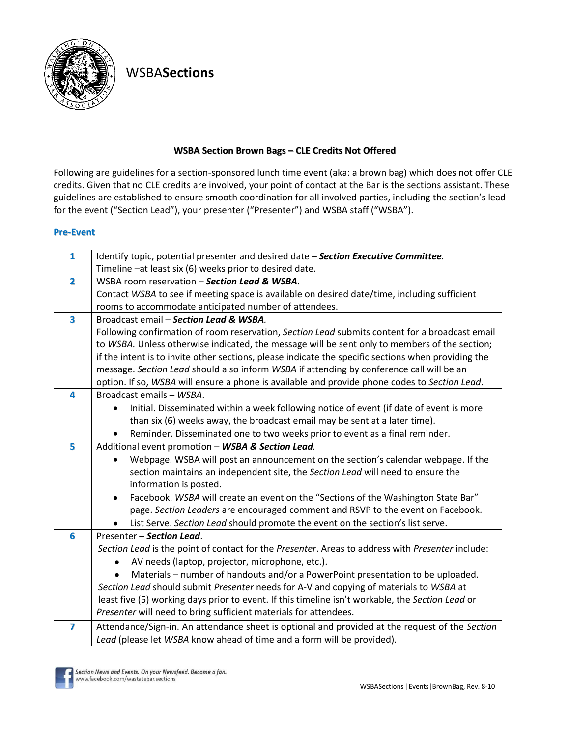WSBA**Sections**

### WSBA Section Brown Bags – CLE Credits Not Offered

Following are guidelines for a section-sponsored lunch time event (aka: a brown bag) which does not offer CLE credits. Given that no CLE credits are involved, your point of contact at the Bar is the sections assistant. These guidelines are established to ensure smooth coordination for all involved parties, including the section's lead for the event ("Section Lead"), your presenter ("Presenter") and WSBA staff ("WSBA").

## Pre-Event

| | |
|---|---|
| **1** | Identify topic, potential presenter and desired date – ***Section Executive Committee***. Timeline –at least six (6) weeks prior to desired date. |
| **2** | WSBA room reservation – ***Section Lead & WSBA***. Contact *WSBA* to see if meeting space is available on desired date/time, including sufficient rooms to accommodate anticipated number of attendees. |
| **3** | Broadcast email – ***Section Lead & WSBA.*** Following confirmation of room reservation, *Section Lead* submits content for a broadcast email to *WSBA.* Unless otherwise indicated, the message will be sent only to members of the section; if the intent is to invite other sections, please indicate the specific sections when providing the message. *Section Lead* should also inform *WSBA* if attending by conference call will be an option. If so, *WSBA* will ensure a phone is available and provide phone codes to *Section Lead*. |
| **4** | Broadcast emails – *WSBA*.<br>• Initial. Disseminated within a week following notice of event (if date of event is more than six (6) weeks away, the broadcast email may be sent at a later time).<br>• Reminder. Disseminated one to two weeks prior to event as a final reminder. |
| **5** | Additional event promotion – ***WSBA & Section Lead.***<br>• Webpage. WSBA will post an announcement on the section's calendar webpage. If the section maintains an independent site, the *Section Lead* will need to ensure the information is posted.<br>• Facebook. *WSBA* will create an event on the "Sections of the Washington State Bar" page. *Section Leaders* are encouraged comment and RSVP to the event on Facebook.<br>• List Serve. *Section Lead* should promote the event on the section's list serve. |
| **6** | Presenter – ***Section Lead***. *Section Lead* is the point of contact for the *Presenter*. Areas to address with *Presenter* include:<br>• AV needs (laptop, projector, microphone, etc.).<br>• Materials – number of handouts and/or a PowerPoint presentation to be uploaded.<br>*Section Lead* should submit *Presenter* needs for A-V and copying of materials to *WSBA* at least five (5) working days prior to event. If this timeline isn't workable, the *Section Lead* or *Presenter* will need to bring sufficient materials for attendees. |
| **7** | Attendance/Sign-in. An attendance sheet is optional and provided at the request of the *Section Lead* (please let *WSBA* know ahead of time and a form will be provided). |

*Section News and Events. On your Newsfeed. Become a fan.*
www.facebook.com/wastatebar.sections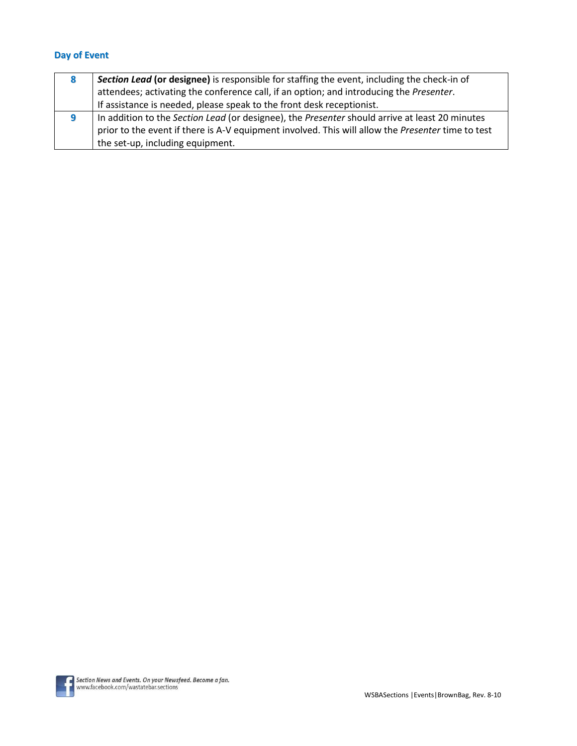### Day of Event

| | |
|---|---|
| **8** | ***Section Lead* (or designee)** is responsible for staffing the event, including the check-in of attendees; activating the conference call, if an option; and introducing the *Presenter*. If assistance is needed, please speak to the front desk receptionist. |
| **9** | In addition to the *Section Lead* (or designee), the *Presenter* should arrive at least 20 minutes prior to the event if there is A-V equipment involved. This will allow the *Presenter* time to test the set-up, including equipment. |